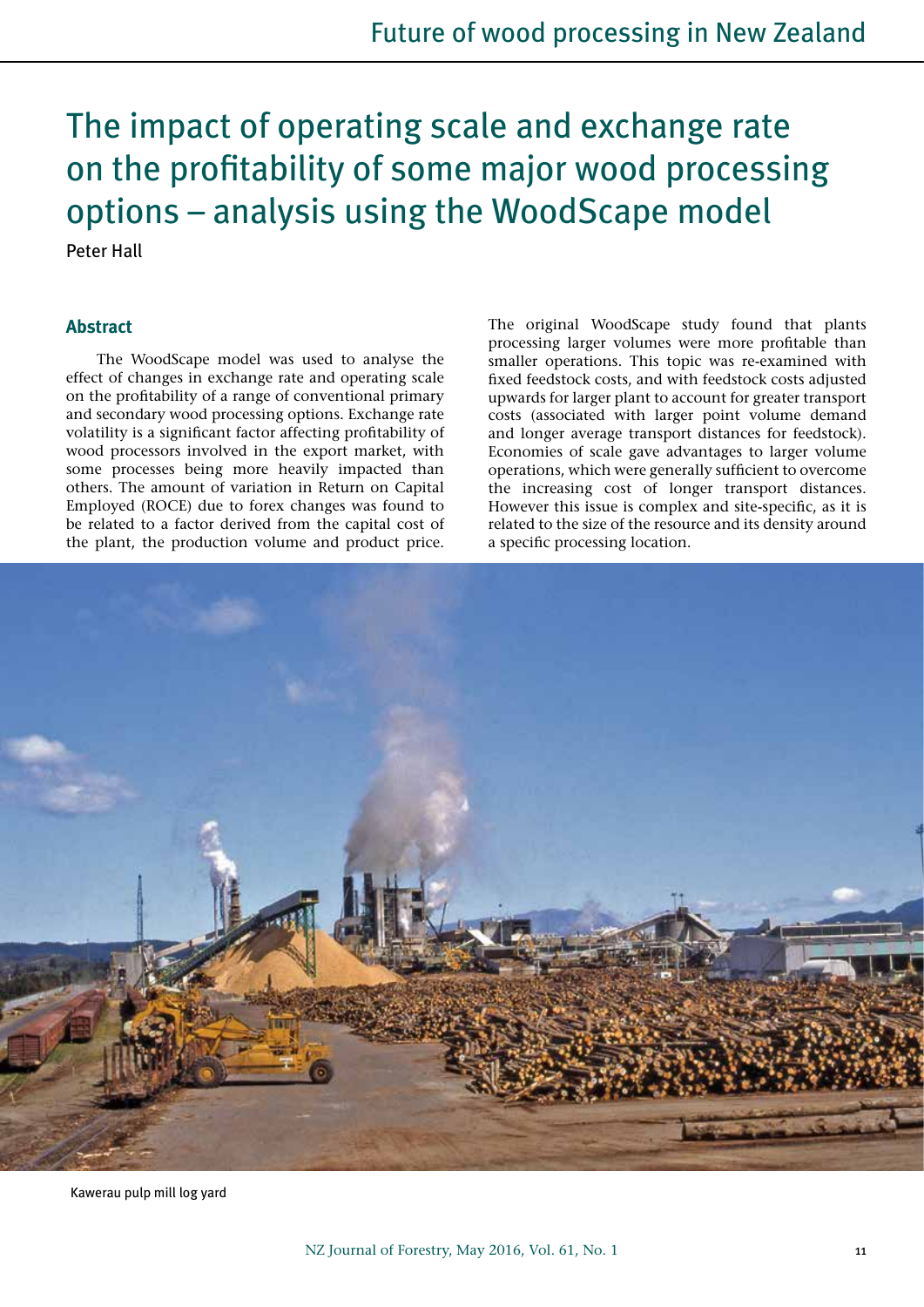# The impact of operating scale and exchange rate on the profitability of some major wood processing options – analysis using the WoodScape model

Peter Hall

## Abstract

The WoodScape model was used to analyse the effect of changes in exchange rate and operating scale on the profitability of a range of conventional primary and secondary wood processing options. Exchange rate volatility is a significant factor affecting profitability of wood processors involved in the export market, with some processes being more heavily impacted than others. The amount of variation in Return on Capital Employed (ROCE) due to forex changes was found to be related to a factor derived from the capital cost of the plant, the production volume and product price. The original WoodScape study found that plants processing larger volumes were more profitable than smaller operations. This topic was re-examined with fixed feedstock costs, and with feedstock costs adjusted upwards for larger plant to account for greater transport costs (associated with larger point volume demand and longer average transport distances for feedstock). Economies of scale gave advantages to larger volume operations, which were generally sufficient to overcome the increasing cost of longer transport distances. However this issue is complex and site-specific, as it is related to the size of the resource and its density around a specific processing location.

Kawerau pulp mill log yard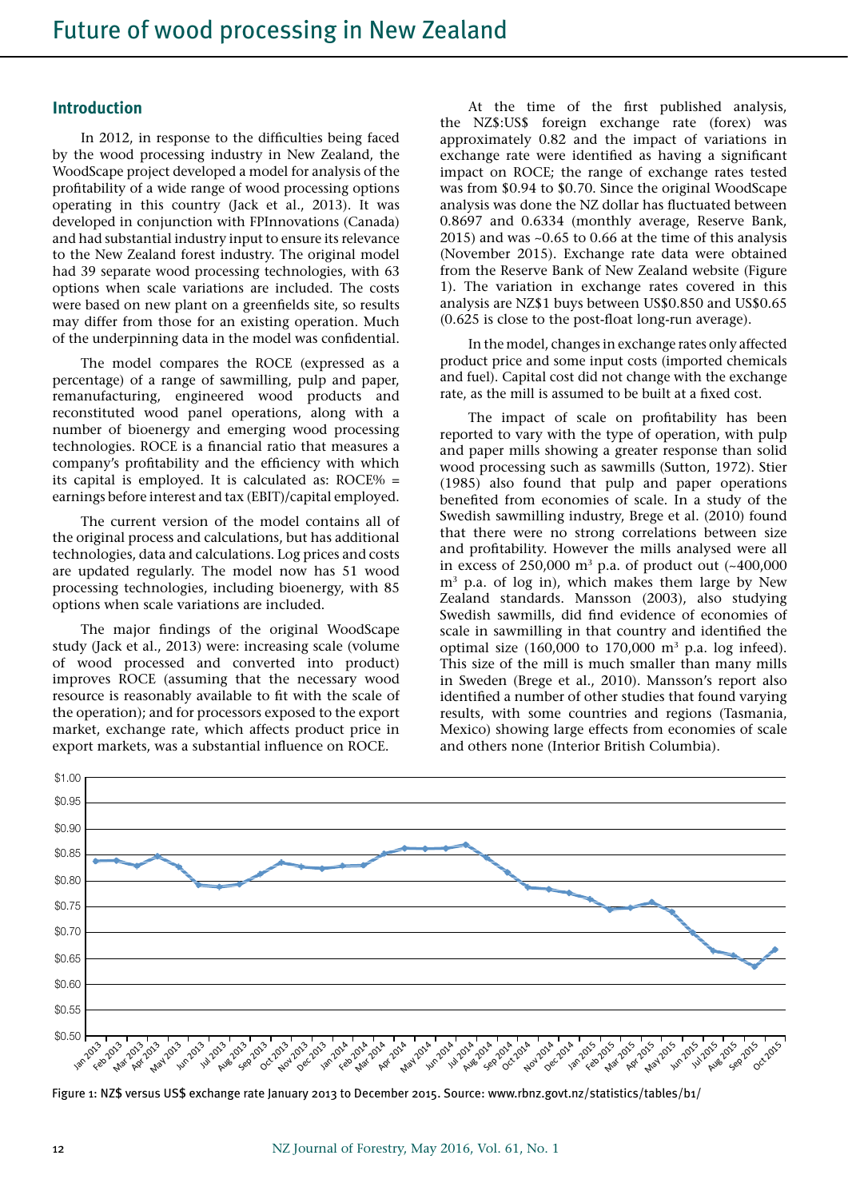## Introduction

In 2012, in response to the difficulties being faced by the wood processing industry in New Zealand, the WoodScape project developed a model for analysis of the profitability of a wide range of wood processing options operating in this country (Jack et al., 2013). It was developed in conjunction with FPInnovations (Canada) and had substantial industry input to ensure its relevance to the New Zealand forest industry. The original model had 39 separate wood processing technologies, with 63 options when scale variations are included. The costs were based on new plant on a greenfields site, so results may differ from those for an existing operation. Much of the underpinning data in the model was confidential.

The model compares the ROCE (expressed as a percentage) of a range of sawmilling, pulp and paper, remanufacturing, engineered wood products and reconstituted wood panel operations, along with a number of bioenergy and emerging wood processing technologies. ROCE is a financial ratio that measures a company's profitability and the efficiency with which its capital is employed. It is calculated as: ROCE% = earnings before interest and tax (EBIT)/capital employed.

The current version of the model contains all of the original process and calculations, but has additional technologies, data and calculations. Log prices and costs are updated regularly. The model now has 51 wood processing technologies, including bioenergy, with 85 options when scale variations are included.

The major findings of the original WoodScape study (Jack et al., 2013) were: increasing scale (volume of wood processed and converted into product) improves ROCE (assuming that the necessary wood resource is reasonably available to fit with the scale of the operation); and for processors exposed to the export market, exchange rate, which affects product price in export markets, was a substantial influence on ROCE.

At the time of the first published analysis, the NZ$:US$ foreign exchange rate (forex) was approximately 0.82 and the impact of variations in exchange rate were identified as having a significant impact on ROCE; the range of exchange rates tested was from $0.94 to $0.70. Since the original WoodScape analysis was done the NZ dollar has fluctuated between 0.8697 and 0.6334 (monthly average, Reserve Bank, 2015) and was ~0.65 to 0.66 at the time of this analysis (November 2015). Exchange rate data were obtained from the Reserve Bank of New Zealand website (Figure 1). The variation in exchange rates covered in this analysis are NZ$1 buys between US$0.850 and US$0.65 (0.625 is close to the post-float long-run average).

In the model, changes in exchange rates only affected product price and some input costs (imported chemicals and fuel). Capital cost did not change with the exchange rate, as the mill is assumed to be built at a fixed cost.

The impact of scale on profitability has been reported to vary with the type of operation, with pulp and paper mills showing a greater response than solid wood processing such as sawmills (Sutton, 1972). Stier (1985) also found that pulp and paper operations benefited from economies of scale. In a study of the Swedish sawmilling industry, Brege et al. (2010) found that there were no strong correlations between size and profitability. However the mills analysed were all in excess of 250,000 $m^3$ p.a. of product out (~400,000 $m^3$ p.a. of log in), which makes them large by New Zealand standards. Mansson (2003), also studying Swedish sawmills, did find evidence of economies of scale in sawmilling in that country and identified the optimal size (160,000 to 170,000 $m^3$ p.a. log infeed). This size of the mill is much smaller than many mills in Sweden (Brege et al., 2010). Mansson's report also identified a number of other studies that found varying results, with some countries and regions (Tasmania, Mexico) showing large effects from economies of scale and others none (Interior British Columbia).

$1.00
$0.95
$0.90
$0.85
$0.80
$0.75
$0.70
$0.65
$0.60
$0.55
$0.50

Jan 2013, Feb 2013, Mar 2013, Apr 2013, May 2013, Jun 2013, Jul 2013, Aug 2013, Sep 2013, Oct 2013, Nov 2013, Dec 2013, Jan 2014, Feb 2014, Mar 2014, Apr 2014, May 2014, Jun 2014, Jul 2014, Aug 2014, Sep 2014, Oct 2014, Nov 2014, Dec 2014, Jan 2015, Feb 2015, Mar 2015, Apr 2015, May 2015, Jun 2015, Jul 2015, Aug 2015, Sep 2015, Oct 2015

Figure 1: NZ$ versus US$ exchange rate January 2013 to December 2015. Source: www.rbnz.govt.nz/statistics/tables/b1/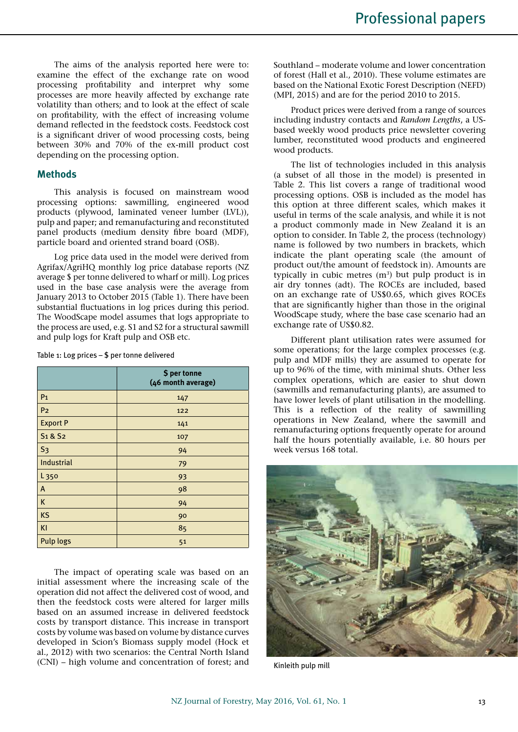The aims of the analysis reported here were to: examine the effect of the exchange rate on wood processing profitability and interpret why some processes are more heavily affected by exchange rate volatility than others; and to look at the effect of scale on profitability, with the effect of increasing volume demand reflected in the feedstock costs. Feedstock cost is a significant driver of wood processing costs, being between 30% and 70% of the ex-mill product cost depending on the processing option.

## Methods

This analysis is focused on mainstream wood processing options: sawmilling, engineered wood products (plywood, laminated veneer lumber (LVL)), pulp and paper; and remanufacturing and reconstituted panel products (medium density fibre board (MDF), particle board and oriented strand board (OSB).

Log price data used in the model were derived from Agrifax/AgriHQ monthly log price database reports (NZ average $ per tonne delivered to wharf or mill). Log prices used in the base case analysis were the average from January 2013 to October 2015 (Table 1). There have been substantial fluctuations in log prices during this period. The WoodScape model assumes that logs appropriate to the process are used, e.g. S1 and S2 for a structural sawmill and pulp logs for Kraft pulp and OSB etc.

Table 1: Log prices – $ per tonne delivered

| | $ per tonne (46 month average) |
|---|---|
| P1 | 147 |
| P2 | 122 |
| Export P | 141 |
| S1 & S2 | 107 |
| S3 | 94 |
| Industrial | 79 |
| L 350 | 93 |
| A | 98 |
| K | 94 |
| KS | 90 |
| KI | 85 |
| Pulp logs | 51 |

The impact of operating scale was based on an initial assessment where the increasing scale of the operation did not affect the delivered cost of wood, and then the feedstock costs were altered for larger mills based on an assumed increase in delivered feedstock costs by transport distance. This increase in transport costs by volume was based on volume by distance curves developed in Scion's Biomass supply model (Hock et al., 2012) with two scenarios: the Central North Island (CNI) – high volume and concentration of forest; and Southland – moderate volume and lower concentration of forest (Hall et al., 2010). These volume estimates are based on the National Exotic Forest Description (NEFD) (MPI, 2015) and are for the period 2010 to 2015.

Product prices were derived from a range of sources including industry contacts and *Random Lengths*, a US-based weekly wood products price newsletter covering lumber, reconstituted wood products and engineered wood products.

The list of technologies included in this analysis (a subset of all those in the model) is presented in Table 2. This list covers a range of traditional wood processing options. OSB is included as the model has this option at three different scales, which makes it useful in terms of the scale analysis, and while it is not a product commonly made in New Zealand it is an option to consider. In Table 2, the process (technology) name is followed by two numbers in brackets, which indicate the plant operating scale (the amount of product out/the amount of feedstock in). Amounts are typically in cubic metres ($m^3$) but pulp product is in air dry tonnes (adt). The ROCEs are included, based on an exchange rate of US$0.65, which gives ROCEs that are significantly higher than those in the original WoodScape study, where the base case scenario had an exchange rate of US$0.82.

Different plant utilisation rates were assumed for some operations; for the large complex processes (e.g. pulp and MDF mills) they are assumed to operate for up to 96% of the time, with minimal shuts. Other less complex operations, which are easier to shut down (sawmills and remanufacturing plants), are assumed to have lower levels of plant utilisation in the modelling. This is a reflection of the reality of sawmilling operations in New Zealand, where the sawmill and remanufacturing options frequently operate for around half the hours potentially available, i.e. 80 hours per week versus 168 total.

Kinleith pulp mill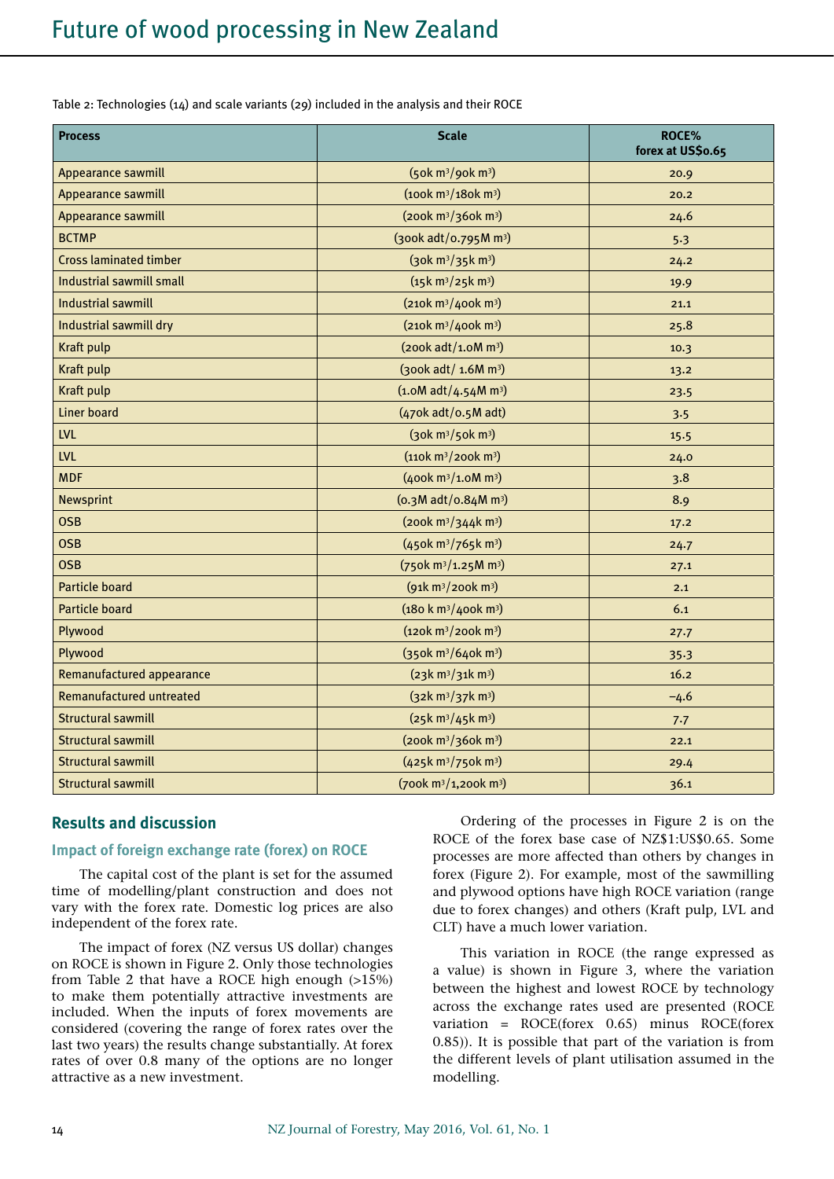Table 2: Technologies (14) and scale variants (29) included in the analysis and their ROCE

| Process | Scale | ROCE% forex at US$0.65 |
|---|---|---|
| Appearance sawmill | (50k $m^3$/90k $m^3$) | 20.9 |
| Appearance sawmill | (100k $m^3$/180k $m^3$) | 20.2 |
| Appearance sawmill | (200k $m^3$/360k $m^3$) | 24.6 |
| BCTMP | (300k adt/0.795M $m^3$) | 5.3 |
| Cross laminated timber | (30k $m^3$/35k $m^3$) | 24.2 |
| Industrial sawmill small | (15k $m^3$/25k $m^3$) | 19.9 |
| Industrial sawmill | (210k $m^3$/400k $m^3$) | 21.1 |
| Industrial sawmill dry | (210k $m^3$/400k $m^3$) | 25.8 |
| Kraft pulp | (200k adt/1.0M $m^3$) | 10.3 |
| Kraft pulp | (300k adt/ 1.6M $m^3$) | 13.2 |
| Kraft pulp | (1.0M adt/4.54M $m^3$) | 23.5 |
| Liner board | (470k adt/0.5M adt) | 3.5 |
| LVL | (30k $m^3$/50k $m^3$) | 15.5 |
| LVL | (110k $m^3$/200k $m^3$) | 24.0 |
| MDF | (400k $m^3$/1.0M $m^3$) | 3.8 |
| Newsprint | (0.3M adt/0.84M $m^3$) | 8.9 |
| OSB | (200k $m^3$/344k $m^3$) | 17.2 |
| OSB | (450k $m^3$/765k $m^3$) | 24.7 |
| OSB | (750k $m^3$/1.25M $m^3$) | 27.1 |
| Particle board | (91k $m^3$/200k $m^3$) | 2.1 |
| Particle board | (180 k $m^3$/400k $m^3$) | 6.1 |
| Plywood | (120k $m^3$/200k $m^3$) | 27.7 |
| Plywood | (350k $m^3$/640k $m^3$) | 35.3 |
| Remanufactured appearance | (23k $m^3$/31k $m^3$) | 16.2 |
| Remanufactured untreated | (32k $m^3$/37k $m^3$) | −4.6 |
| Structural sawmill | (25k $m^3$/45k $m^3$) | 7.7 |
| Structural sawmill | (200k $m^3$/360k $m^3$) | 22.1 |
| Structural sawmill | (425k $m^3$/750k $m^3$) | 29.4 |
| Structural sawmill | (700k $m^3$/1,200k $m^3$) | 36.1 |

## Results and discussion

### Impact of foreign exchange rate (forex) on ROCE

The capital cost of the plant is set for the assumed time of modelling/plant construction and does not vary with the forex rate. Domestic log prices are also independent of the forex rate.

The impact of forex (NZ versus US dollar) changes on ROCE is shown in Figure 2. Only those technologies from Table 2 that have a ROCE high enough (>15%) to make them potentially attractive investments are included. When the inputs of forex movements are considered (covering the range of forex rates over the last two years) the results change substantially. At forex rates of over 0.8 many of the options are no longer attractive as a new investment.

Ordering of the processes in Figure 2 is on the ROCE of the forex base case of NZ$1:US$0.65. Some processes are more affected than others by changes in forex (Figure 2). For example, most of the sawmilling and plywood options have high ROCE variation (range due to forex changes) and others (Kraft pulp, LVL and CLT) have a much lower variation.

This variation in ROCE (the range expressed as a value) is shown in Figure 3, where the variation between the highest and lowest ROCE by technology across the exchange rates used are presented (ROCE variation = ROCE(forex 0.65) minus ROCE(forex 0.85)). It is possible that part of the variation is from the different levels of plant utilisation assumed in the modelling.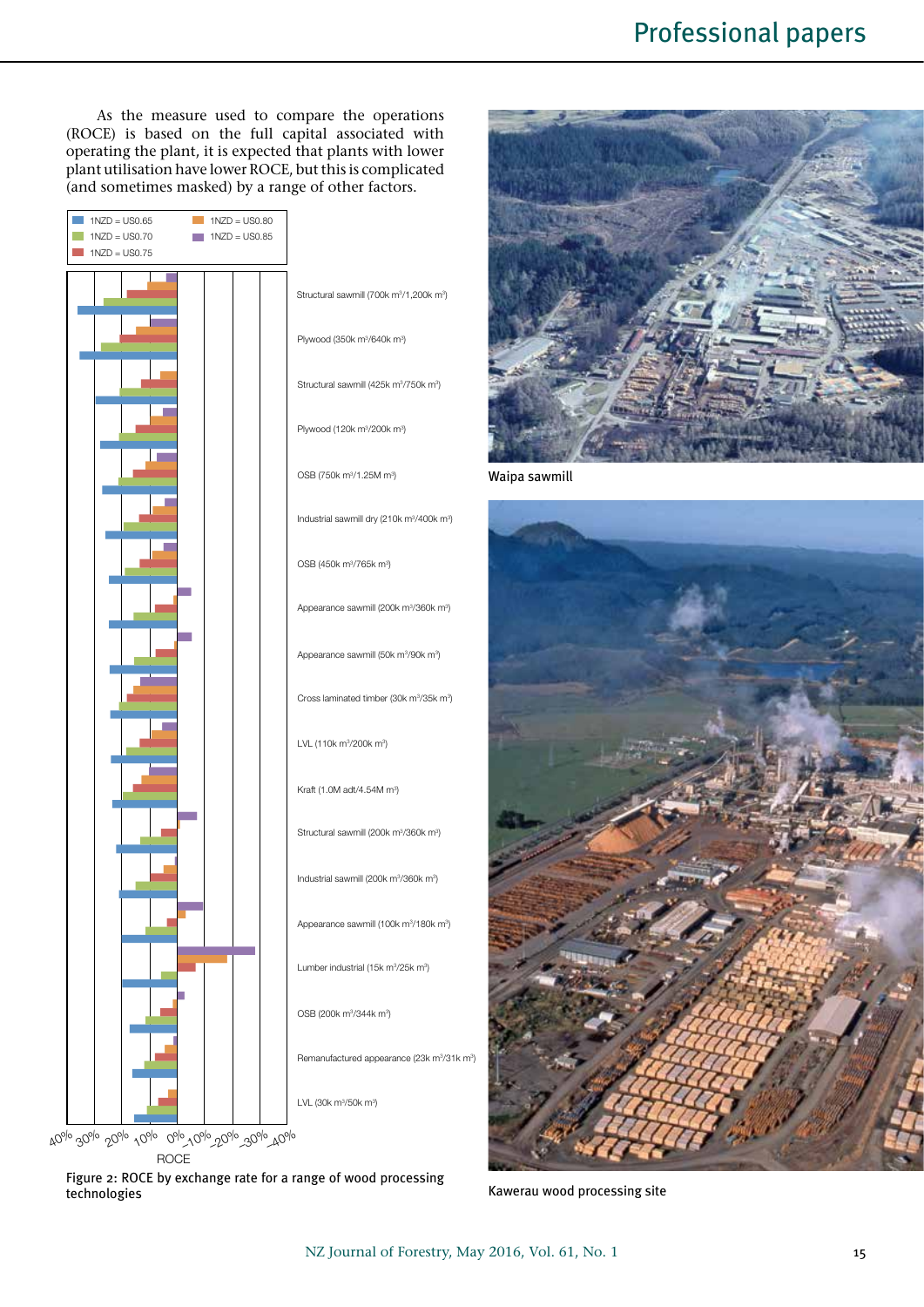As the measure used to compare the operations (ROCE) is based on the full capital associated with operating the plant, it is expected that plants with lower plant utilisation have lower ROCE, but this is complicated (and sometimes masked) by a range of other factors.

1NZD = US0.65
1NZD = US0.70
1NZD = US0.75
1NZD = US0.80
1NZD = US0.85

Structural sawmill (700k m³/1,200k m³)
Plywood (350k m³/640k m³)
Structural sawmill (425k m³/750k m³)
Plywood (120k m³/200k m³)
OSB (750k m³/1.25M m³)
Industrial sawmill dry (210k m³/400k m³)
OSB (450k m³/765k m³)
Appearance sawmill (200k m³/360k m³)
Appearance sawmill (50k m³/90k m³)
Cross laminated timber (30k m³/35k m³)
LVL (110k m³/200k m³)
Kraft (1.0M adt/4.54M m³)
Structural sawmill (200k m³/360k m³)
Industrial sawmill (200k m³/360k m³)
Appearance sawmill (100k m³/180k m³)
Lumber industrial (15k m³/25k m³)
OSB (200k m³/344k m³)
Remanufactured appearance (23k m³/31k m³)
LVL (30k m³/50k m³)

40% 30% 20% 10% 0% –10% –20% –30% –40%

ROCE

Figure 2: ROCE by exchange rate for a range of wood processing technologies

Waipa sawmill

Kawerau wood processing site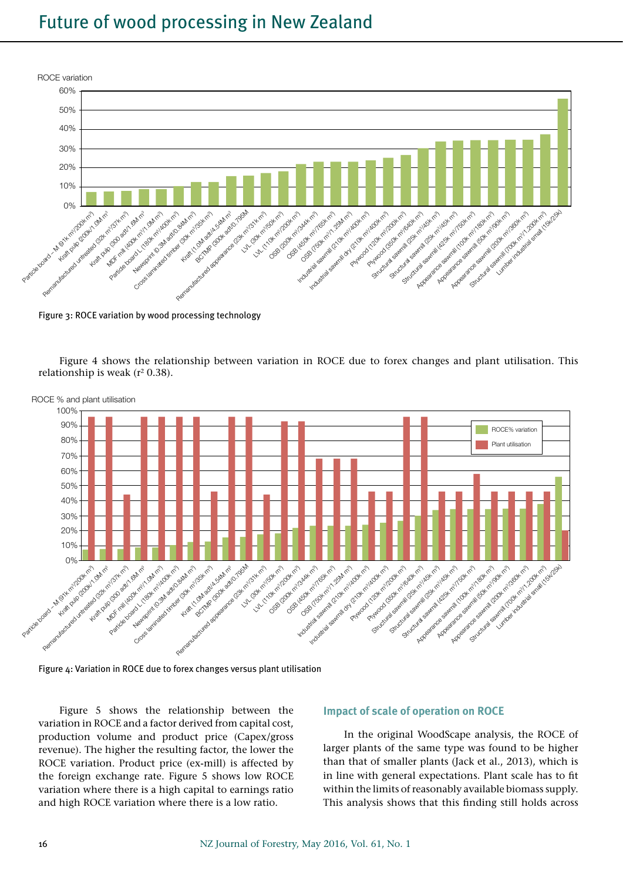ROCE variation

60%
50%
40%
30%
20%
10%
0%

Particle board – M (91k m³/200k m³)
Kraft pulp (200k/1.0M m³
Remanufactured untreated (32k m³/37k m³)
Kraft pulp (300 adt/1.6M m³
MDF mill (400k m³/1.0M m³)
Particle board L (180k m³/400k m³)
Newsprint (0.3M adt/0.84M m³)
Cross laminated timber (30k m³/35k m³)
Kraft (1.0M adt/4.54M m³
BCTMP (300k adt/0.795M
Remanufactured appearance (23k m³/31k m³)
LVL (30k m³/50k m³)
LVL (110k m³/200k m³)
OSB (200k m³/344k m³)
OSB (450k m³/765k m³)
OSB (750k m³/1.25M m³)
Industrial sawmill (210k m³/400k m³)
Industrial sawmill dry (210k m³/400k m³)
Plywood (120k m³/200k m³)
Plywood (350k m³/640k m³)
Structural sawmill (25k m³/45k m³)
Structural sawmill (25k m³/45k m³)
Structural sawmill (425k m³/750k m³)
Appearance sawmill (100k m³/180k m³)
Appearance sawmill (50k m³/90k m³)
Appearance sawmill (200k m³/360k m³)
Structural sawmill (700k m³/1,200k m³)
Lumber industrial small (15k/25k)

Figure 3: ROCE variation by wood processing technology

Figure 4 shows the relationship between variation in ROCE due to forex changes and plant utilisation. This relationship is weak ($r^2$ 0.38).

ROCE % and plant utilisation

100%
90%
80%
70%
60%
50%
40%
30%
20%
10%
0%

ROCE% variation
Plant utilisation

Particle board – M (91k m³/200k m³)
Kraft pulp (200k/1.0M m³
Remanufactured untreated (32k m³/37k m³)
Kraft pulp (300 adt/1.6M m³
MDF mill (400k m³/1.0M m³)
Particle board L (180k m³/400k m³)
Newsprint (0.3M adt/0.84M m³)
Cross laminated timber (30k m³/35k m³)
Kraft (1.0M adt/4.54M m³
BCTMP (300k adt/0.795M
Remanufactured appearance (23k m³/31k m³)
LVL (30k m³/50k m³)
LVL (110k m³/200k m³)
OSB (200k m³/344k m³)
OSB (450k m³/765k m³)
OSB (750k m³/1.25M m³)
Industrial sawmill (210k m³/400k m³)
Industrial sawmill dry (210k m³/400k m³)
Plywood (120k m³/200k m³)
Plywood (350k m³/640k m³)
Structural sawmill (25k m³/45k m³)
Structural sawmill (25k m³/45k m³)
Structural sawmill (425k m³/750k m³)
Appearance sawmill (100k m³/180k m³)
Appearance sawmill (50k m³/90k m³)
Appearance sawmill (200k m³/360k m³)
Structural sawmill (700k m³/1,200k m³)
Lumber industrial small (15k/25k)

Figure 4: Variation in ROCE due to forex changes versus plant utilisation

Figure 5 shows the relationship between the variation in ROCE and a factor derived from capital cost, production volume and product price (Capex/gross revenue). The higher the resulting factor, the lower the ROCE variation. Product price (ex-mill) is affected by the foreign exchange rate. Figure 5 shows low ROCE variation where there is a high capital to earnings ratio and high ROCE variation where there is a low ratio.

### Impact of scale of operation on ROCE

In the original WoodScape analysis, the ROCE of larger plants of the same type was found to be higher than that of smaller plants (Jack et al., 2013), which is in line with general expectations. Plant scale has to fit within the limits of reasonably available biomass supply. This analysis shows that this finding still holds across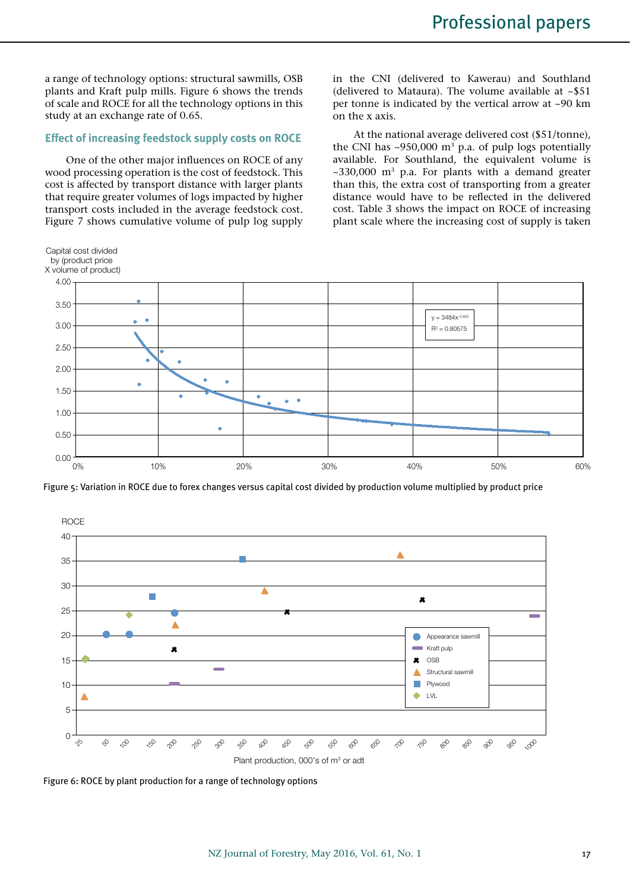a range of technology options: structural sawmills, OSB plants and Kraft pulp mills. Figure 6 shows the trends of scale and ROCE for all the technology options in this study at an exchange rate of 0.65.

## Effect of increasing feedstock supply costs on ROCE

One of the other major influences on ROCE of any wood processing operation is the cost of feedstock. This cost is affected by transport distance with larger plants that require greater volumes of logs impacted by higher transport costs included in the average feedstock cost. Figure 7 shows cumulative volume of pulp log supply in the CNI (delivered to Kawerau) and Southland (delivered to Mataura). The volume available at ~$51 per tonne is indicated by the vertical arrow at ~90 km on the x axis.

At the national average delivered cost ($51/tonne), the CNI has ~950,000 m³ p.a. of pulp logs potentially available. For Southland, the equivalent volume is ~330,000 m³ p.a. For plants with a demand greater than this, the extra cost of transporting from a greater distance would have to be reflected in the delivered cost. Table 3 shows the impact on ROCE of increasing plant scale where the increasing cost of supply is taken

Capital cost divided by (product price X volume of product)

4.00
3.50
3.00
2.50
2.00
1.50
1.00
0.50
0.00

0% 10% 20% 30% 40% 50% 60%

$y = 3484x^{-0.802}$
$R^2 = 0.80575$

Figure 5: Variation in ROCE due to forex changes versus capital cost divided by production volume multiplied by product price

ROCE

40
35
30
25
20
15
10
5
0

25 50 100 150 200 250 300 350 400 450 500 550 600 650 700 750 800 850 900 950 1000

Plant production, 000's of m³ or adt

Appearance sawmill
Kraft pulp
OSB
Structural sawmill
Plywood
LVL

Figure 6: ROCE by plant production for a range of technology options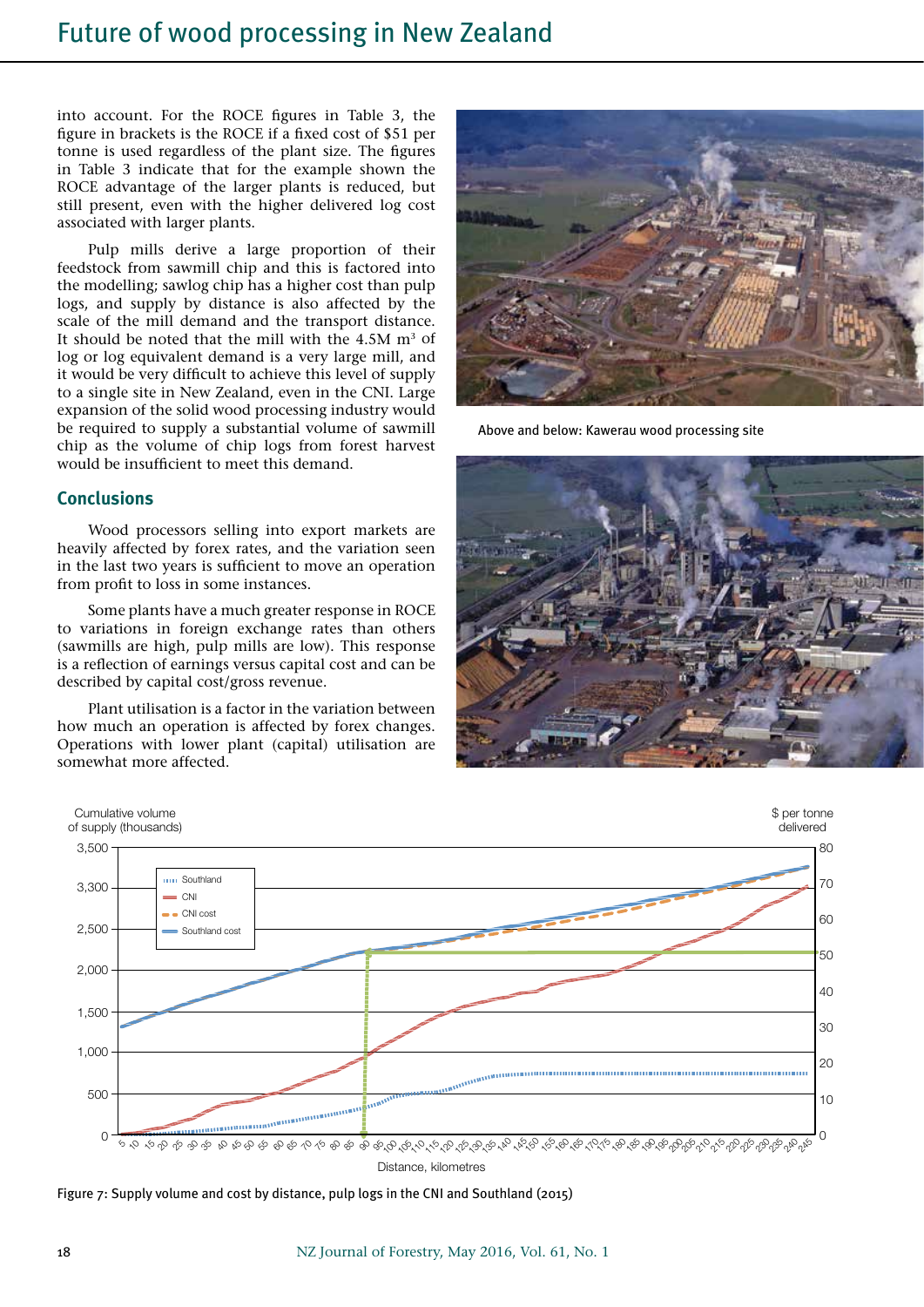into account. For the ROCE figures in Table 3, the figure in brackets is the ROCE if a fixed cost of $51 per tonne is used regardless of the plant size. The figures in Table 3 indicate that for the example shown the ROCE advantage of the larger plants is reduced, but still present, even with the higher delivered log cost associated with larger plants.

Pulp mills derive a large proportion of their feedstock from sawmill chip and this is factored into the modelling; sawlog chip has a higher cost than pulp logs, and supply by distance is also affected by the scale of the mill demand and the transport distance. It should be noted that the mill with the 4.5M m³ of log or log equivalent demand is a very large mill, and it would be very difficult to achieve this level of supply to a single site in New Zealand, even in the CNI. Large expansion of the solid wood processing industry would be required to supply a substantial volume of sawmill chip as the volume of chip logs from forest harvest would be insufficient to meet this demand.

## Conclusions

Wood processors selling into export markets are heavily affected by forex rates, and the variation seen in the last two years is sufficient to move an operation from profit to loss in some instances.

Some plants have a much greater response in ROCE to variations in foreign exchange rates than others (sawmills are high, pulp mills are low). This response is a reflection of earnings versus capital cost and can be described by capital cost/gross revenue.

Plant utilisation is a factor in the variation between how much an operation is affected by forex changes. Operations with lower plant (capital) utilisation are somewhat more affected.

Above and below: Kawerau wood processing site

Cumulative volume of supply (thousands)
3,500
3,300
2,500
2,000
1,500
1,000
500
0

$ per tonne delivered
80
70
60
50
40
30
20
10
0

Southland
CNI
CNI cost
Southland cost

5 10 15 20 25 30 35 40 45 50 55 60 65 70 75 80 85 90 95 100 105 110 115 120 125 130 135 140 145 150 155 160 165 170 175 180 185 190 195 200 205 210 215 220 225 230 235 240 245

Distance, kilometres

Figure 7: Supply volume and cost by distance, pulp logs in the CNI and Southland (2015)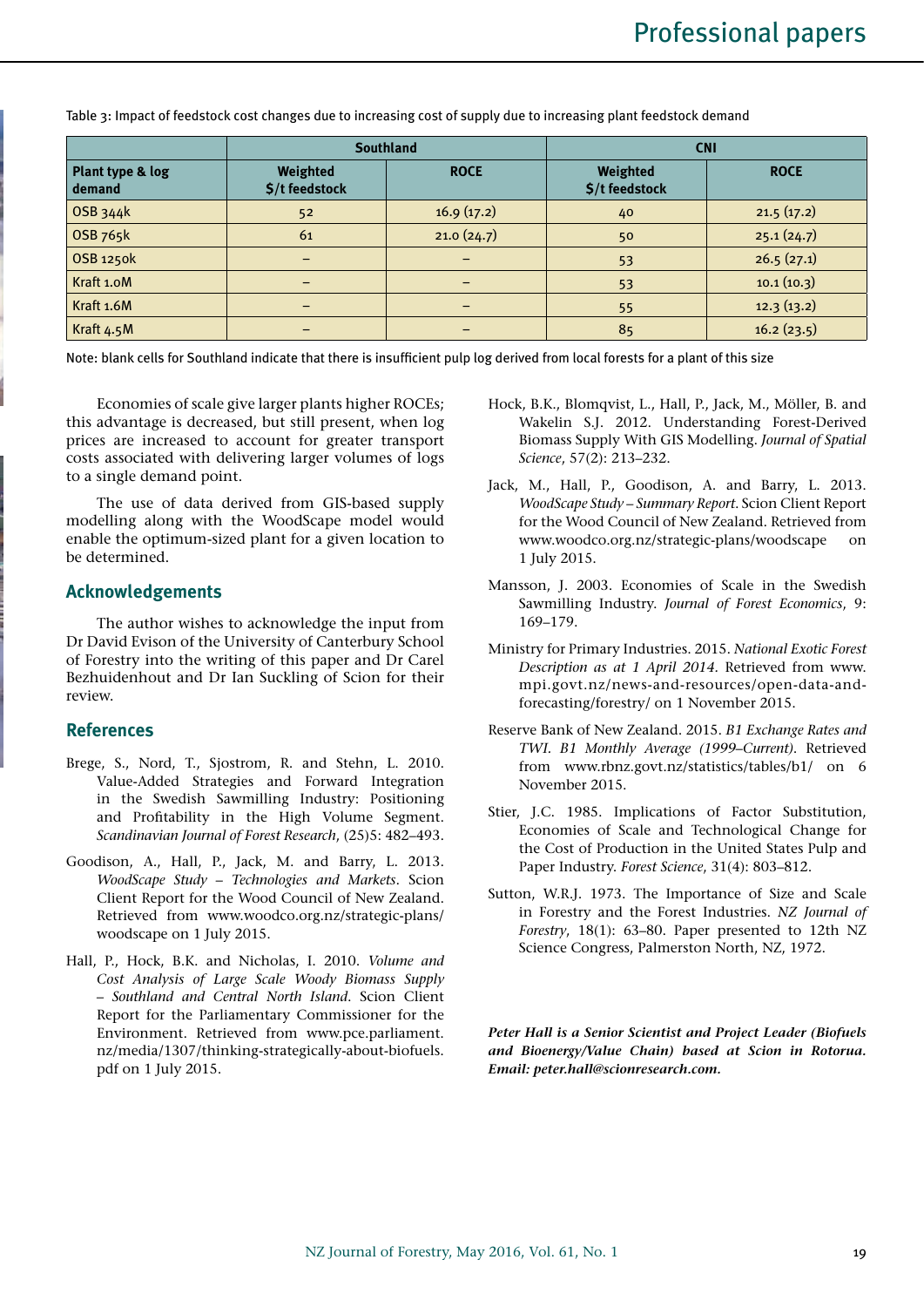Table 3: Impact of feedstock cost changes due to increasing cost of supply due to increasing plant feedstock demand

| | Southland | | CNI | |
|---|---|---|---|---|
| **Plant type & log demand** | **Weighted $/t feedstock** | **ROCE** | **Weighted $/t feedstock** | **ROCE** |
| OSB 344k | 52 | 16.9 (17.2) | 40 | 21.5 (17.2) |
| OSB 765k | 61 | 21.0 (24.7) | 50 | 25.1 (24.7) |
| OSB 1250k | – | – | 53 | 26.5 (27.1) |
| Kraft 1.0M | – | – | 53 | 10.1 (10.3) |
| Kraft 1.6M | – | – | 55 | 12.3 (13.2) |
| Kraft 4.5M | – | – | 85 | 16.2 (23.5) |

Note: blank cells for Southland indicate that there is insufficient pulp log derived from local forests for a plant of this size

Economies of scale give larger plants higher ROCEs; this advantage is decreased, but still present, when log prices are increased to account for greater transport costs associated with delivering larger volumes of logs to a single demand point.

The use of data derived from GIS-based supply modelling along with the WoodScape model would enable the optimum-sized plant for a given location to be determined.

## Acknowledgements

The author wishes to acknowledge the input from Dr David Evison of the University of Canterbury School of Forestry into the writing of this paper and Dr Carel Bezhuidenhout and Dr Ian Suckling of Scion for their review.

## References

Brege, S., Nord, T., Sjostrom, R. and Stehn, L. 2010. Value-Added Strategies and Forward Integration in the Swedish Sawmilling Industry: Positioning and Profitability in the High Volume Segment. *Scandinavian Journal of Forest Research*, (25)5: 482–493.

Goodison, A., Hall, P., Jack, M. and Barry, L. 2013. *WoodScape Study – Technologies and Markets*. Scion Client Report for the Wood Council of New Zealand. Retrieved from www.woodco.org.nz/strategic-plans/woodscape on 1 July 2015.

Hall, P., Hock, B.K. and Nicholas, I. 2010. *Volume and Cost Analysis of Large Scale Woody Biomass Supply – Southland and Central North Island*. Scion Client Report for the Parliamentary Commissioner for the Environment. Retrieved from www.pce.parliament.nz/media/1307/thinking-strategically-about-biofuels.pdf on 1 July 2015.

Hock, B.K., Blomqvist, L., Hall, P., Jack, M., Möller, B. and Wakelin S.J. 2012. Understanding Forest-Derived Biomass Supply With GIS Modelling. *Journal of Spatial Science*, 57(2): 213–232.

Jack, M., Hall, P., Goodison, A. and Barry, L. 2013. *WoodScape Study – Summary Report*. Scion Client Report for the Wood Council of New Zealand. Retrieved from www.woodco.org.nz/strategic-plans/woodscape on 1 July 2015.

Mansson, J. 2003. Economies of Scale in the Swedish Sawmilling Industry. *Journal of Forest Economics*, 9: 169–179.

Ministry for Primary Industries. 2015. *National Exotic Forest Description as at 1 April 2014*. Retrieved from www.mpi.govt.nz/news-and-resources/open-data-and-forecasting/forestry/ on 1 November 2015.

Reserve Bank of New Zealand. 2015. *B1 Exchange Rates and TWI. B1 Monthly Average (1999–Current)*. Retrieved from www.rbnz.govt.nz/statistics/tables/b1/ on 6 November 2015.

Stier, J.C. 1985. Implications of Factor Substitution, Economies of Scale and Technological Change for the Cost of Production in the United States Pulp and Paper Industry. *Forest Science*, 31(4): 803–812.

Sutton, W.R.J. 1973. The Importance of Size and Scale in Forestry and the Forest Industries. *NZ Journal of Forestry*, 18(1): 63–80. Paper presented to 12th NZ Science Congress, Palmerston North, NZ, 1972.

***Peter Hall is a Senior Scientist and Project Leader (Biofuels and Bioenergy/Value Chain) based at Scion in Rotorua. Email: peter.hall@scionresearch.com.***